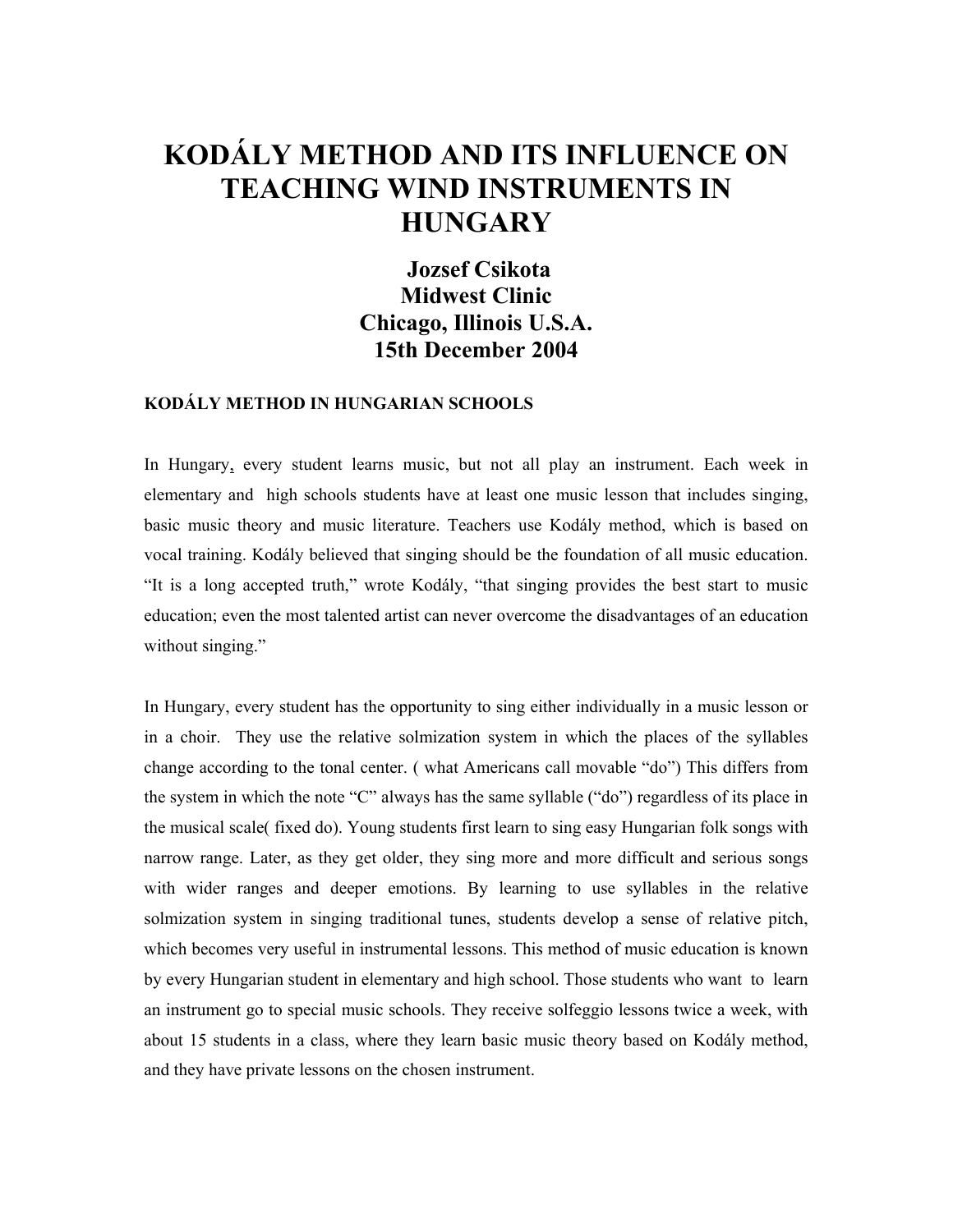# KODÁLY METHOD AND ITS INFLUENCE ON TEACHING WIND INSTRUMENTS IN HUNGARY

**Jozsef Csikota**
**Midwest Clinic**
**Chicago, Illinois U.S.A.**
**15th December 2004**

### KODÁLY METHOD IN HUNGARIAN SCHOOLS

In Hungary, every student learns music, but not all play an instrument. Each week in elementary and high schools students have at least one music lesson that includes singing, basic music theory and music literature. Teachers use Kodály method, which is based on vocal training. Kodály believed that singing should be the foundation of all music education. "It is a long accepted truth," wrote Kodály, "that singing provides the best start to music education; even the most talented artist can never overcome the disadvantages of an education without singing."

In Hungary, every student has the opportunity to sing either individually in a music lesson or in a choir. They use the relative solmization system in which the places of the syllables change according to the tonal center. ( what Americans call movable "do") This differs from the system in which the note "C" always has the same syllable ("do") regardless of its place in the musical scale( fixed do). Young students first learn to sing easy Hungarian folk songs with narrow range. Later, as they get older, they sing more and more difficult and serious songs with wider ranges and deeper emotions. By learning to use syllables in the relative solmization system in singing traditional tunes, students develop a sense of relative pitch, which becomes very useful in instrumental lessons. This method of music education is known by every Hungarian student in elementary and high school. Those students who want to learn an instrument go to special music schools. They receive solfeggio lessons twice a week, with about 15 students in a class, where they learn basic music theory based on Kodály method, and they have private lessons on the chosen instrument.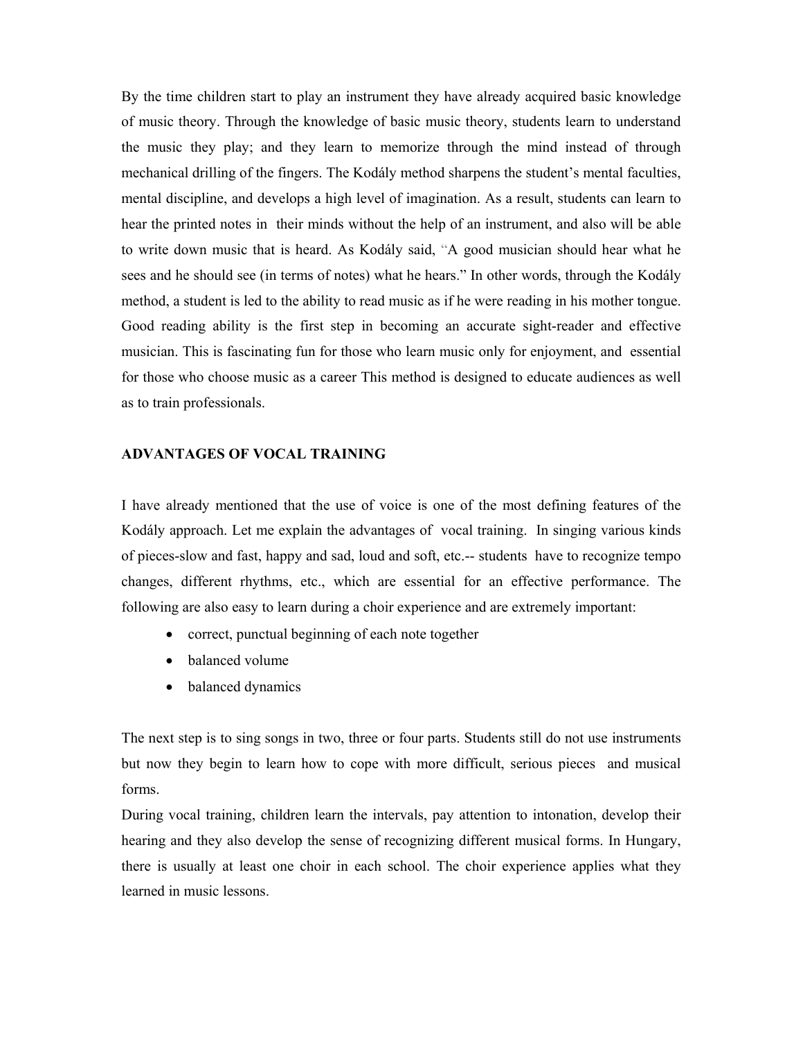By the time children start to play an instrument they have already acquired basic knowledge of music theory. Through the knowledge of basic music theory, students learn to understand the music they play; and they learn to memorize through the mind instead of through mechanical drilling of the fingers. The Kodály method sharpens the student's mental faculties, mental discipline, and develops a high level of imagination. As a result, students can learn to hear the printed notes in their minds without the help of an instrument, and also will be able to write down music that is heard. As Kodály said, "A good musician should hear what he sees and he should see (in terms of notes) what he hears." In other words, through the Kodály method, a student is led to the ability to read music as if he were reading in his mother tongue. Good reading ability is the first step in becoming an accurate sight-reader and effective musician. This is fascinating fun for those who learn music only for enjoyment, and essential for those who choose music as a career This method is designed to educate audiences as well as to train professionals.

## ADVANTAGES OF VOCAL TRAINING

I have already mentioned that the use of voice is one of the most defining features of the Kodály approach. Let me explain the advantages of vocal training. In singing various kinds of pieces-slow and fast, happy and sad, loud and soft, etc.-- students have to recognize tempo changes, different rhythms, etc., which are essential for an effective performance. The following are also easy to learn during a choir experience and are extremely important:

- correct, punctual beginning of each note together
- balanced volume
- balanced dynamics

The next step is to sing songs in two, three or four parts. Students still do not use instruments but now they begin to learn how to cope with more difficult, serious pieces and musical forms.

During vocal training, children learn the intervals, pay attention to intonation, develop their hearing and they also develop the sense of recognizing different musical forms. In Hungary, there is usually at least one choir in each school. The choir experience applies what they learned in music lessons.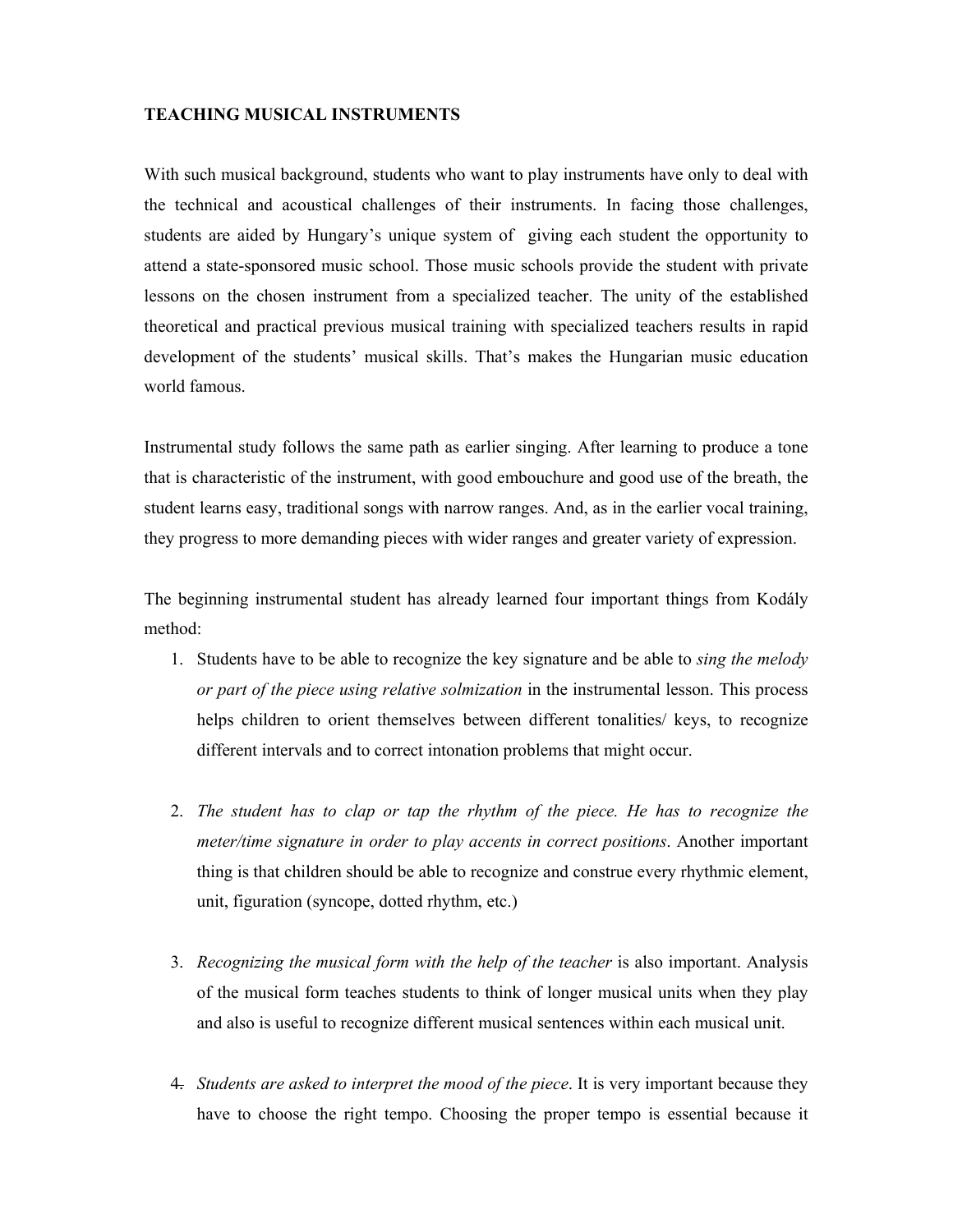**TEACHING MUSICAL INSTRUMENTS**

With such musical background, students who want to play instruments have only to deal with the technical and acoustical challenges of their instruments. In facing those challenges, students are aided by Hungary's unique system of giving each student the opportunity to attend a state-sponsored music school. Those music schools provide the student with private lessons on the chosen instrument from a specialized teacher. The unity of the established theoretical and practical previous musical training with specialized teachers results in rapid development of the students' musical skills. That's makes the Hungarian music education world famous.

Instrumental study follows the same path as earlier singing. After learning to produce a tone that is characteristic of the instrument, with good embouchure and good use of the breath, the student learns easy, traditional songs with narrow ranges. And, as in the earlier vocal training, they progress to more demanding pieces with wider ranges and greater variety of expression.

The beginning instrumental student has already learned four important things from Kodály method:

1. Students have to be able to recognize the key signature and be able to *sing the melody or part of the piece using relative solmization* in the instrumental lesson. This process helps children to orient themselves between different tonalities/ keys, to recognize different intervals and to correct intonation problems that might occur.

2. *The student has to clap or tap the rhythm of the piece. He has to recognize the meter/time signature in order to play accents in correct positions*. Another important thing is that children should be able to recognize and construe every rhythmic element, unit, figuration (syncope, dotted rhythm, etc.)

3. *Recognizing the musical form with the help of the teacher* is also important. Analysis of the musical form teaches students to think of longer musical units when they play and also is useful to recognize different musical sentences within each musical unit.

4. *Students are asked to interpret the mood of the piece*. It is very important because they have to choose the right tempo. Choosing the proper tempo is essential because it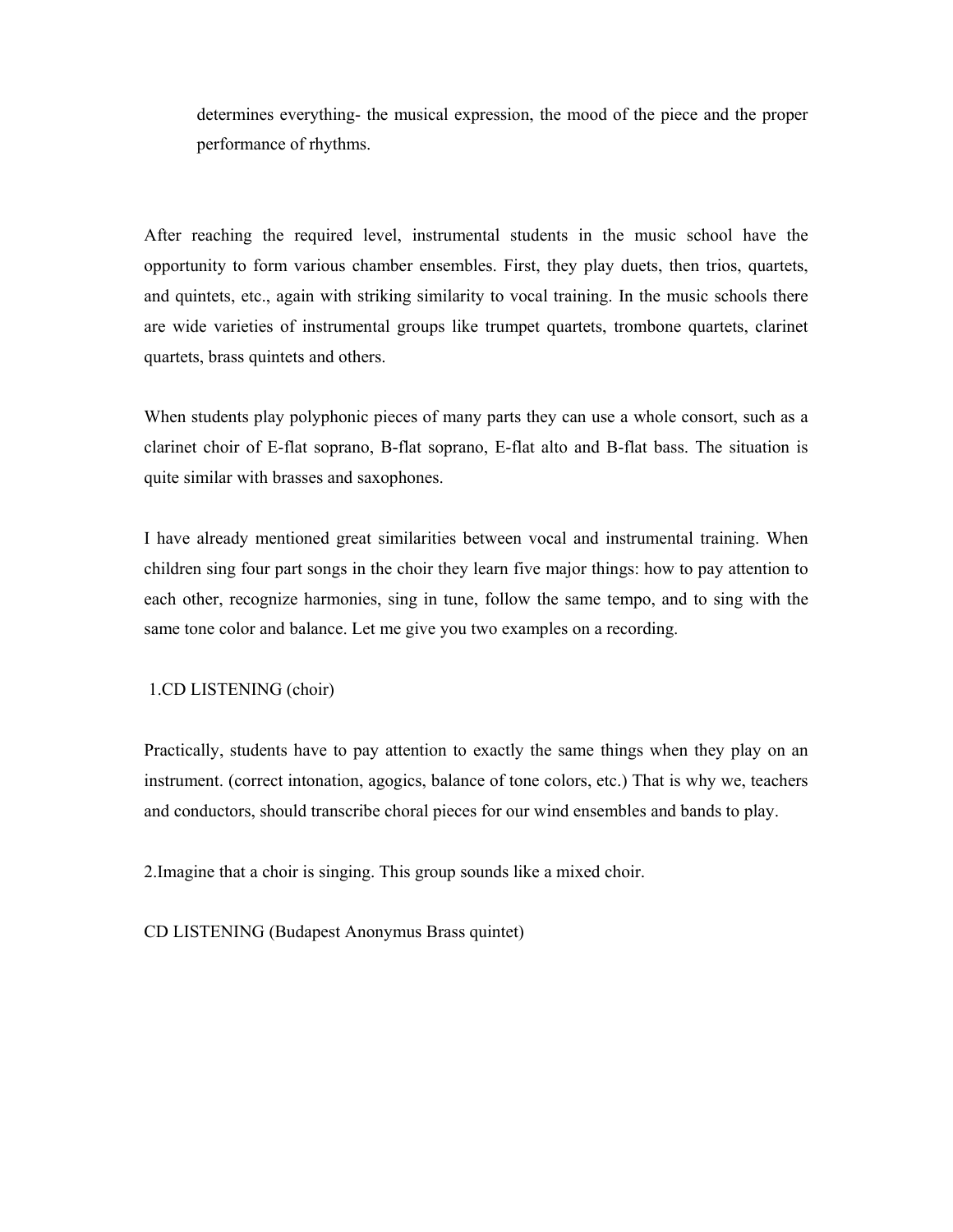determines everything- the musical expression, the mood of the piece and the proper performance of rhythms.

After reaching the required level, instrumental students in the music school have the opportunity to form various chamber ensembles. First, they play duets, then trios, quartets, and quintets, etc., again with striking similarity to vocal training. In the music schools there are wide varieties of instrumental groups like trumpet quartets, trombone quartets, clarinet quartets, brass quintets and others.

When students play polyphonic pieces of many parts they can use a whole consort, such as a clarinet choir of E-flat soprano, B-flat soprano, E-flat alto and B-flat bass. The situation is quite similar with brasses and saxophones.

I have already mentioned great similarities between vocal and instrumental training. When children sing four part songs in the choir they learn five major things: how to pay attention to each other, recognize harmonies, sing in tune, follow the same tempo, and to sing with the same tone color and balance. Let me give you two examples on a recording.

1.CD LISTENING (choir)

Practically, students have to pay attention to exactly the same things when they play on an instrument. (correct intonation, agogics, balance of tone colors, etc.) That is why we, teachers and conductors, should transcribe choral pieces for our wind ensembles and bands to play.

2.Imagine that a choir is singing. This group sounds like a mixed choir.

CD LISTENING (Budapest Anonymus Brass quintet)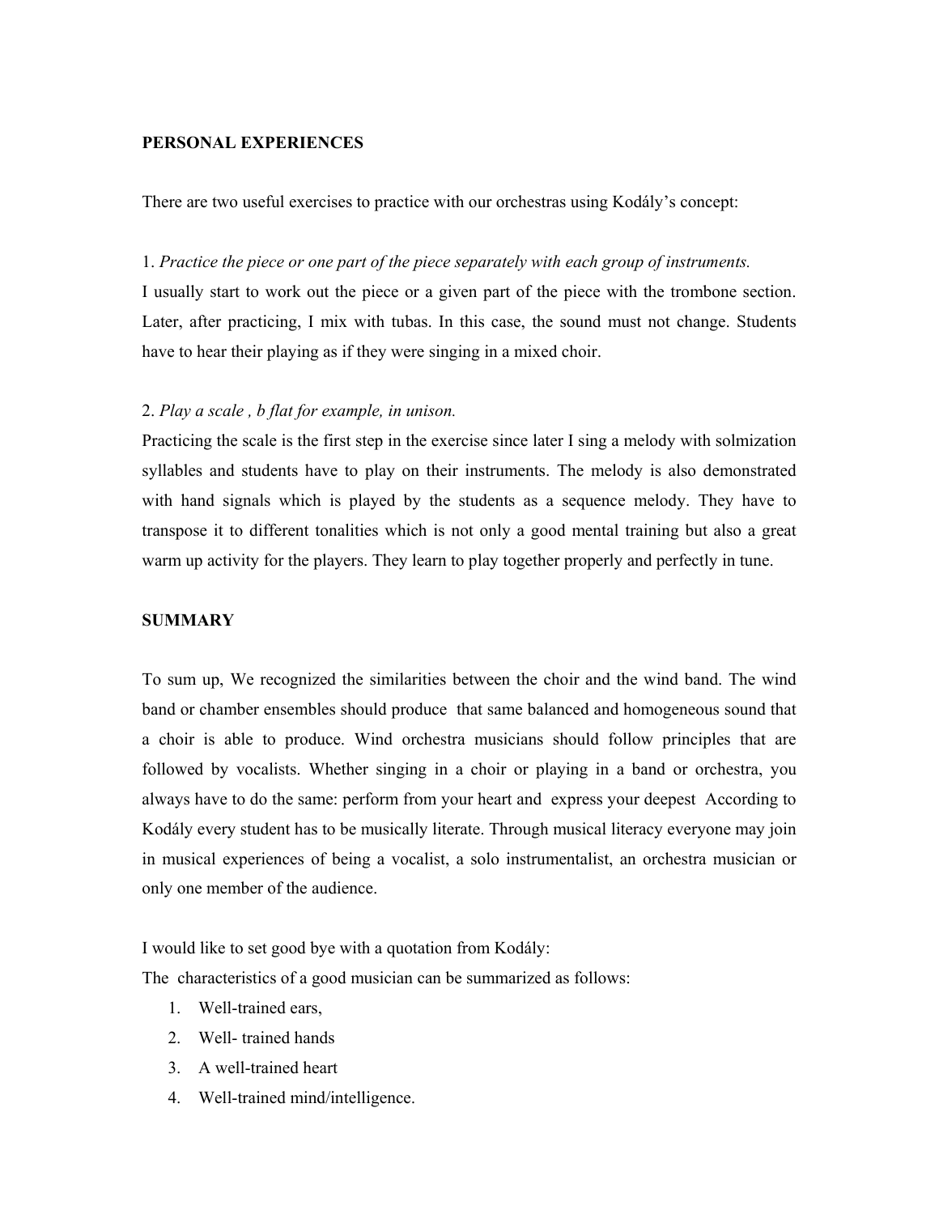## PERSONAL EXPERIENCES

There are two useful exercises to practice with our orchestras using Kodály's concept:

1. *Practice the piece or one part of the piece separately with each group of instruments.*
I usually start to work out the piece or a given part of the piece with the trombone section. Later, after practicing, I mix with tubas. In this case, the sound must not change. Students have to hear their playing as if they were singing in a mixed choir.

2. *Play a scale , b flat for example, in unison.*
Practicing the scale is the first step in the exercise since later I sing a melody with solmization syllables and students have to play on their instruments. The melody is also demonstrated with hand signals which is played by the students as a sequence melody. They have to transpose it to different tonalities which is not only a good mental training but also a great warm up activity for the players. They learn to play together properly and perfectly in tune.

## SUMMARY

To sum up, We recognized the similarities between the choir and the wind band. The wind band or chamber ensembles should produce that same balanced and homogeneous sound that a choir is able to produce. Wind orchestra musicians should follow principles that are followed by vocalists. Whether singing in a choir or playing in a band or orchestra, you always have to do the same: perform from your heart and express your deepest According to Kodály every student has to be musically literate. Through musical literacy everyone may join in musical experiences of being a vocalist, a solo instrumentalist, an orchestra musician or only one member of the audience.

I would like to set good bye with a quotation from Kodály:
The characteristics of a good musician can be summarized as follows:

1. Well-trained ears,
2. Well- trained hands
3. A well-trained heart
4. Well-trained mind/intelligence.